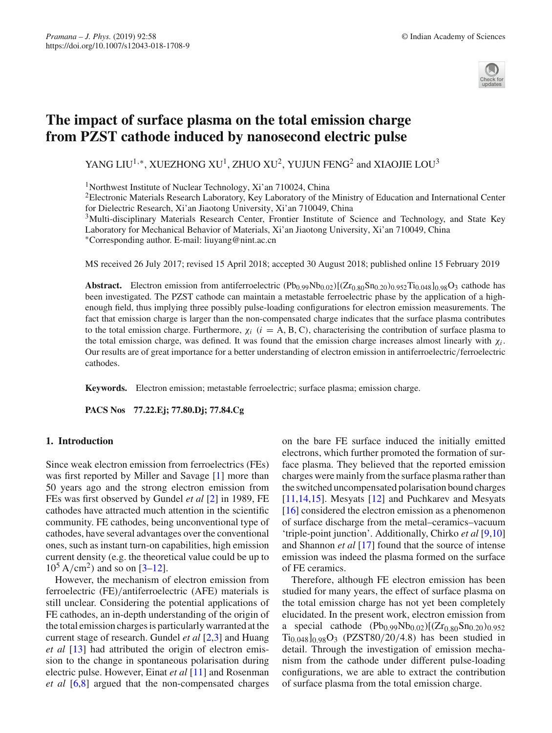# The impact of surface plasma on the total emission charge from PZST cathode induced by nanosecond electric pulse

YANG LIU[1,*], XUEZHONG XU[1], ZHUO XU[2], YUJUN FENG[2] and XIAOJIE LOU[3]

[1]Northwest Institute of Nuclear Technology, Xi'an 710024, China
[2]Electronic Materials Research Laboratory, Key Laboratory of the Ministry of Education and International Center for Dielectric Research, Xi'an Jiaotong University, Xi'an 710049, China
[3]Multi-disciplinary Materials Research Center, Frontier Institute of Science and Technology, and State Key Laboratory for Mechanical Behavior of Materials, Xi'an Jiaotong University, Xi'an 710049, China
*Corresponding author. E-mail: liuyang@nint.ac.cn

MS received 26 July 2017; revised 15 April 2018; accepted 30 August 2018; published online 15 February 2019

**Abstract.** Electron emission from antiferroelectric $(Pb_{0.99}Nb_{0.02})[(Zr_{0.80}Sn_{0.20})_{0.952}Ti_{0.048}]_{0.98}O_3$ cathode has been investigated. The PZST cathode can maintain a metastable ferroelectric phase by the application of a high-enough field, thus implying three possibly pulse-loading configurations for electron emission measurements. The fact that emission charge is larger than the non-compensated charge indicates that the surface plasma contributes to the total emission charge. Furthermore, $\chi_i$ ($i$ = A, B, C), characterising the contribution of surface plasma to the total emission charge, was defined. It was found that the emission charge increases almost linearly with $\chi_i$. Our results are of great importance for a better understanding of electron emission in antiferroelectric/ferroelectric cathodes.

**Keywords.** Electron emission; metastable ferroelectric; surface plasma; emission charge.

**PACS Nos** 77.22.Ej; 77.80.Dj; 77.84.Cg

## 1. Introduction

Since weak electron emission from ferroelectrics (FEs) was first reported by Miller and Savage [1] more than 50 years ago and the strong electron emission from FEs was first observed by Gundel *et al* [2] in 1989, FE cathodes have attracted much attention in the scientific community. FE cathodes, being unconventional type of cathodes, have several advantages over the conventional ones, such as instant turn-on capabilities, high emission current density (e.g. the theoretical value could be up to $10^5$ A/cm$^2$) and so on [3–12].

However, the mechanism of electron emission from ferroelectric (FE)/antiferroelectric (AFE) materials is still unclear. Considering the potential applications of FE cathodes, an in-depth understanding of the origin of the total emission charges is particularly warranted at the current stage of research. Gundel *et al* [2,3] and Huang *et al* [13] had attributed the origin of electron emission to the change in spontaneous polarisation during electric pulse. However, Einat *et al* [11] and Rosenman *et al* [6,8] argued that the non-compensated charges on the bare FE surface induced the initially emitted electrons, which further promoted the formation of surface plasma. They believed that the reported emission charges were mainly from the surface plasma rather than the switched uncompensated polarisation bound charges [11,14,15]. Mesyats [12] and Puchkarev and Mesyats [16] considered the electron emission as a phenomenon of surface discharge from the metal–ceramics–vacuum 'triple-point junction'. Additionally, Chirko *et al* [9,10] and Shannon *et al* [17] found that the source of intense emission was indeed the plasma formed on the surface of FE ceramics.

Therefore, although FE electron emission has been studied for many years, the effect of surface plasma on the total emission charge has not yet been completely elucidated. In the present work, electron emission from a special cathode $(Pb_{0.99}Nb_{0.02})[(Zr_{0.80}Sn_{0.20})_{0.952}Ti_{0.048}]_{0.98}O_3$ (PZST80/20/4.8) has been studied in detail. Through the investigation of emission mechanism from the cathode under different pulse-loading configurations, we are able to extract the contribution of surface plasma from the total emission charge.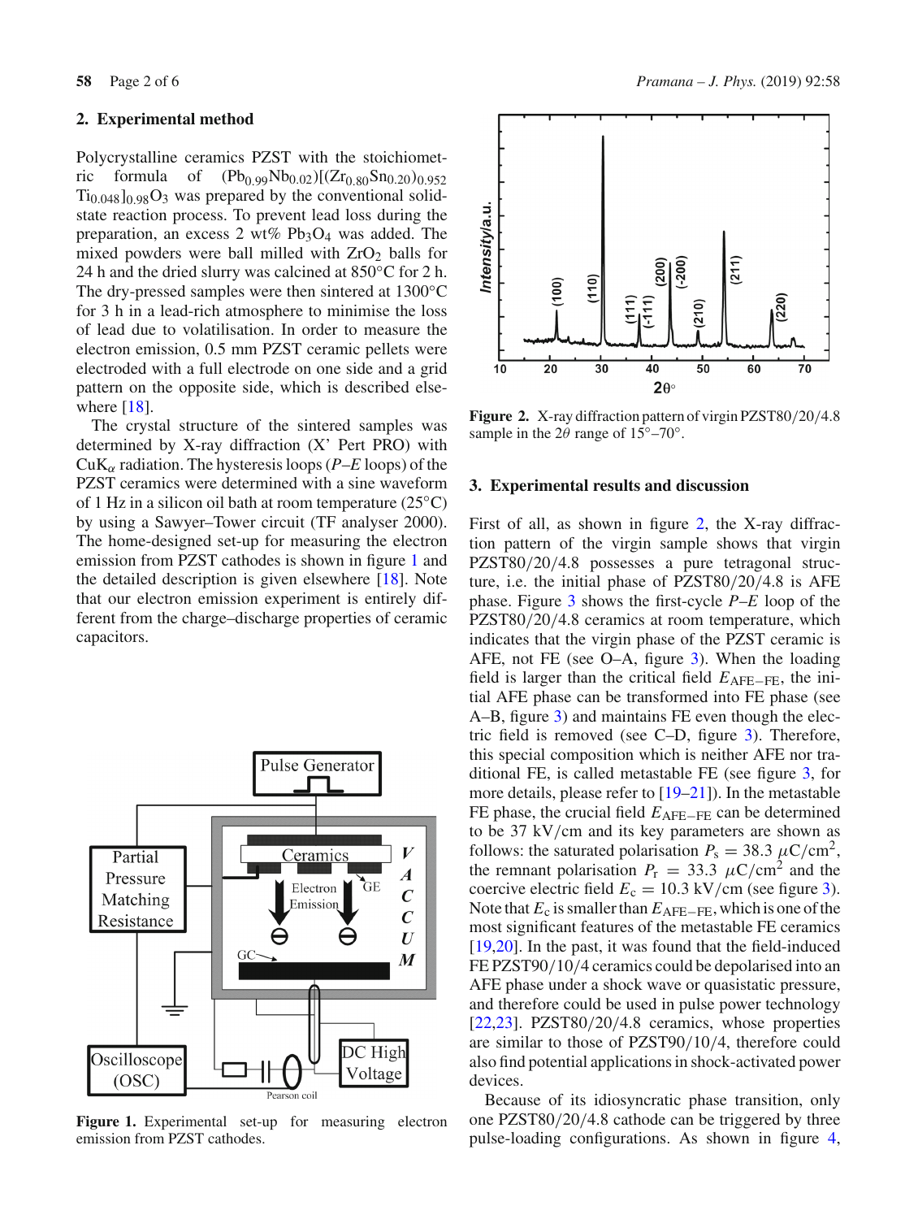## 2. Experimental method

Polycrystalline ceramics PZST with the stoichiometric formula of $(Pb_{0.99}Nb_{0.02})[(Zr_{0.80}Sn_{0.20})_{0.952}Ti_{0.048}]_{0.98}O_3$ was prepared by the conventional solid-state reaction process. To prevent lead loss during the preparation, an excess 2 wt% $Pb_3O_4$ was added. The mixed powders were ball milled with $ZrO_2$ balls for 24 h and the dried slurry was calcined at 850°C for 2 h. The dry-pressed samples were then sintered at 1300°C for 3 h in a lead-rich atmosphere to minimise the loss of lead due to volatilisation. In order to measure the electron emission, 0.5 mm PZST ceramic pellets were electroded with a full electrode on one side and a grid pattern on the opposite side, which is described elsewhere [18].

The crystal structure of the sintered samples was determined by X-ray diffraction (X' Pert PRO) with $CuK_\alpha$ radiation. The hysteresis loops ($P$–$E$ loops) of the PZST ceramics were determined with a sine waveform of 1 Hz in a silicon oil bath at room temperature (25°C) by using a Sawyer–Tower circuit (TF analyser 2000). The home-designed set-up for measuring the electron emission from PZST cathodes is shown in figure 1 and the detailed description is given elsewhere [18]. Note that our electron emission experiment is entirely different from the charge–discharge properties of ceramic capacitors.

**Figure 1.** Experimental set-up for measuring electron emission from PZST cathodes.

**Figure 2.** X-ray diffraction pattern of virgin PZST80/20/4.8 sample in the $2\theta$ range of 15°–70°.

## 3. Experimental results and discussion

First of all, as shown in figure 2, the X-ray diffraction pattern of the virgin sample shows that virgin PZST80/20/4.8 possesses a pure tetragonal structure, i.e. the initial phase of PZST80/20/4.8 is AFE phase. Figure 3 shows the first-cycle $P$–$E$ loop of the PZST80/20/4.8 ceramics at room temperature, which indicates that the virgin phase of the PZST ceramic is AFE, not FE (see O–A, figure 3). When the loading field is larger than the critical field $E_{AFE-FE}$, the initial AFE phase can be transformed into FE phase (see A–B, figure 3) and maintains FE even though the electric field is removed (see C–D, figure 3). Therefore, this special composition which is neither AFE nor traditional FE, is called metastable FE (see figure 3, for more details, please refer to [19–21]). In the metastable FE phase, the crucial field $E_{AFE-FE}$ can be determined to be 37 kV/cm and its key parameters are shown as follows: the saturated polarisation $P_s = 38.3\ \mu C/cm^2$, the remnant polarisation $P_r = 33.3\ \mu C/cm^2$ and the coercive electric field $E_c = 10.3$ kV/cm (see figure 3). Note that $E_c$ is smaller than $E_{AFE-FE}$, which is one of the most significant features of the metastable FE ceramics [19,20]. In the past, it was found that the field-induced FE PZST90/10/4 ceramics could be depolarised into an AFE phase under a shock wave or quasistatic pressure, and therefore could be used in pulse power technology [22,23]. PZST80/20/4.8 ceramics, whose properties are similar to those of PZST90/10/4, therefore could also find potential applications in shock-activated power devices.

Because of its idiosyncratic phase transition, only one PZST80/20/4.8 cathode can be triggered by three pulse-loading configurations. As shown in figure 4,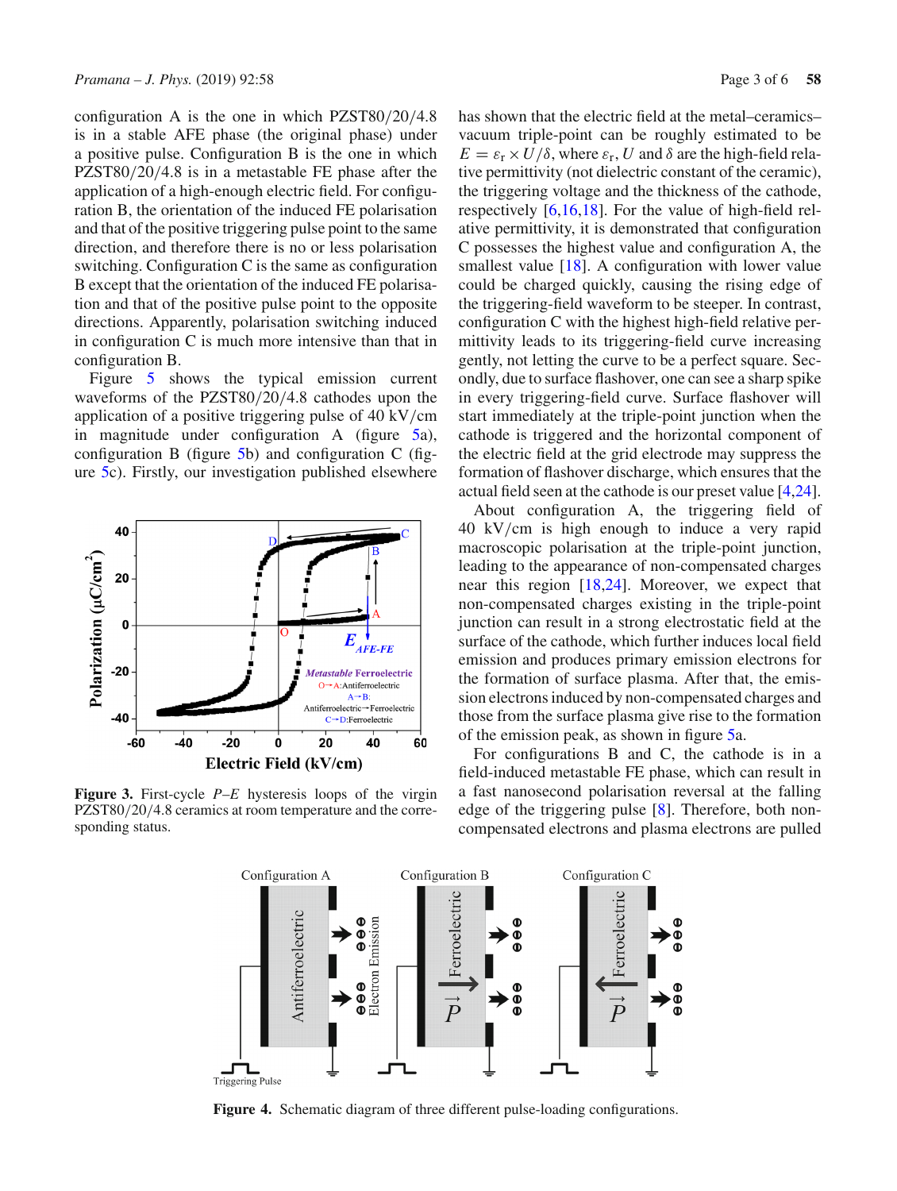configuration A is the one in which PZST80/20/4.8 is in a stable AFE phase (the original phase) under a positive pulse. Configuration B is the one in which PZST80/20/4.8 is in a metastable FE phase after the application of a high-enough electric field. For configuration B, the orientation of the induced FE polarisation and that of the positive triggering pulse point to the same direction, and therefore there is no or less polarisation switching. Configuration C is the same as configuration B except that the orientation of the induced FE polarisation and that of the positive pulse point to the opposite directions. Apparently, polarisation switching induced in configuration C is much more intensive than that in configuration B.

Figure 5 shows the typical emission current waveforms of the PZST80/20/4.8 cathodes upon the application of a positive triggering pulse of 40 kV/cm in magnitude under configuration A (figure 5a), configuration B (figure 5b) and configuration C (figure 5c). Firstly, our investigation published elsewhere has shown that the electric field at the metal–ceramics–vacuum triple-point can be roughly estimated to be $E = \varepsilon_r \times U/\delta$, where $\varepsilon_r$, $U$ and $\delta$ are the high-field relative permittivity (not dielectric constant of the ceramic), the triggering voltage and the thickness of the cathode, respectively [6,16,18]. For the value of high-field relative permittivity, it is demonstrated that configuration C possesses the highest value and configuration A, the smallest value [18]. A configuration with lower value could be charged quickly, causing the rising edge of the triggering-field waveform to be steeper. In contrast, configuration C with the highest high-field relative permittivity leads to its triggering-field curve increasing gently, not letting the curve to be a perfect square. Secondly, due to surface flashover, one can see a sharp spike in every triggering-field curve. Surface flashover will start immediately at the triple-point junction when the cathode is triggered and the horizontal component of the electric field at the grid electrode may suppress the formation of flashover discharge, which ensures that the actual field seen at the cathode is our preset value [4,24].

**Figure 3.** First-cycle *P*–*E* hysteresis loops of the virgin PZST80/20/4.8 ceramics at room temperature and the corresponding status.

About configuration A, the triggering field of 40 kV/cm is high enough to induce a very rapid macroscopic polarisation at the triple-point junction, leading to the appearance of non-compensated charges near this region [18,24]. Moreover, we expect that non-compensated charges existing in the triple-point junction can result in a strong electrostatic field at the surface of the cathode, which further induces local field emission and produces primary emission electrons for the formation of surface plasma. After that, the emission electrons induced by non-compensated charges and those from the surface plasma give rise to the formation of the emission peak, as shown in figure 5a.

For configurations B and C, the cathode is in a field-induced metastable FE phase, which can result in a fast nanosecond polarisation reversal at the falling edge of the triggering pulse [8]. Therefore, both non-compensated electrons and plasma electrons are pulled

**Figure 4.** Schematic diagram of three different pulse-loading configurations.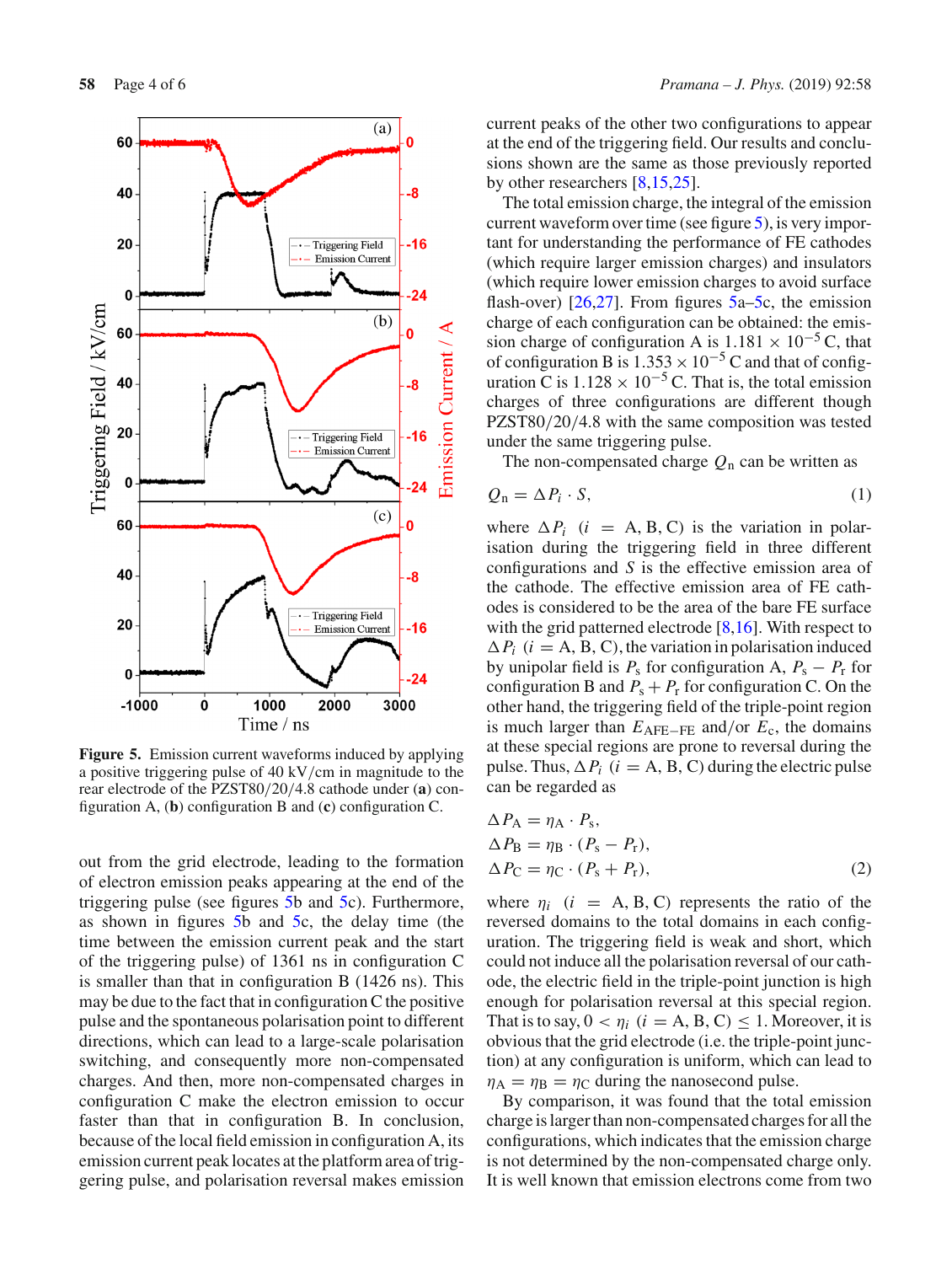Figure 5. Emission current waveforms induced by applying a positive triggering pulse of 40 kV/cm in magnitude to the rear electrode of the PZST80/20/4.8 cathode under (a) configuration A, (b) configuration B and (c) configuration C.

out from the grid electrode, leading to the formation of electron emission peaks appearing at the end of the triggering pulse (see figures 5b and 5c). Furthermore, as shown in figures 5b and 5c, the delay time (the time between the emission current peak and the start of the triggering pulse) of 1361 ns in configuration C is smaller than that in configuration B (1426 ns). This may be due to the fact that in configuration C the positive pulse and the spontaneous polarisation point to different directions, which can lead to a large-scale polarisation switching, and consequently more non-compensated charges. And then, more non-compensated charges in configuration C make the electron emission to occur faster than that in configuration B. In conclusion, because of the local field emission in configuration A, its emission current peak locates at the platform area of triggering pulse, and polarisation reversal makes emission current peaks of the other two configurations to appear at the end of the triggering field. Our results and conclusions shown are the same as those previously reported by other researchers [8,15,25].

The total emission charge, the integral of the emission current waveform over time (see figure 5), is very important for understanding the performance of FE cathodes (which require larger emission charges) and insulators (which require lower emission charges to avoid surface flash-over) [26,27]. From figures 5a–5c, the emission charge of each configuration can be obtained: the emission charge of configuration A is $1.181 \times 10^{-5}$ C, that of configuration B is $1.353 \times 10^{-5}$ C and that of configuration C is $1.128 \times 10^{-5}$ C. That is, the total emission charges of three configurations are different though PZST80/20/4.8 with the same composition was tested under the same triggering pulse.

The non-compensated charge $Q_n$ can be written as

$$Q_n = \Delta P_i \cdot S, \tag{1}$$

where $\Delta P_i$ ($i$ = A, B, C) is the variation in polarisation during the triggering field in three different configurations and $S$ is the effective emission area of the cathode. The effective emission area of FE cathodes is considered to be the area of the bare FE surface with the grid patterned electrode [8,16]. With respect to $\Delta P_i$ ($i$ = A, B, C), the variation in polarisation induced by unipolar field is $P_s$ for configuration A, $P_s - P_r$ for configuration B and $P_s + P_r$ for configuration C. On the other hand, the triggering field of the triple-point region is much larger than $E_{AFE-FE}$ and/or $E_c$, the domains at these special regions are prone to reversal during the pulse. Thus, $\Delta P_i$ ($i$ = A, B, C) during the electric pulse can be regarded as

$$\Delta P_A = \eta_A \cdot P_s,$$
$$\Delta P_B = \eta_B \cdot (P_s - P_r),$$
$$\Delta P_C = \eta_C \cdot (P_s + P_r), \tag{2}$$

where $\eta_i$ ($i$ = A, B, C) represents the ratio of the reversed domains to the total domains in each configuration. The triggering field is weak and short, which could not induce all the polarisation reversal of our cathode, the electric field in the triple-point junction is high enough for polarisation reversal at this special region. That is to say, $0 < \eta_i$ ($i$ = A, B, C) $\leq 1$. Moreover, it is obvious that the grid electrode (i.e. the triple-point junction) at any configuration is uniform, which can lead to $\eta_A = \eta_B = \eta_C$ during the nanosecond pulse.

By comparison, it was found that the total emission charge is larger than non-compensated charges for all the configurations, which indicates that the emission charge is not determined by the non-compensated charge only. It is well known that emission electrons come from two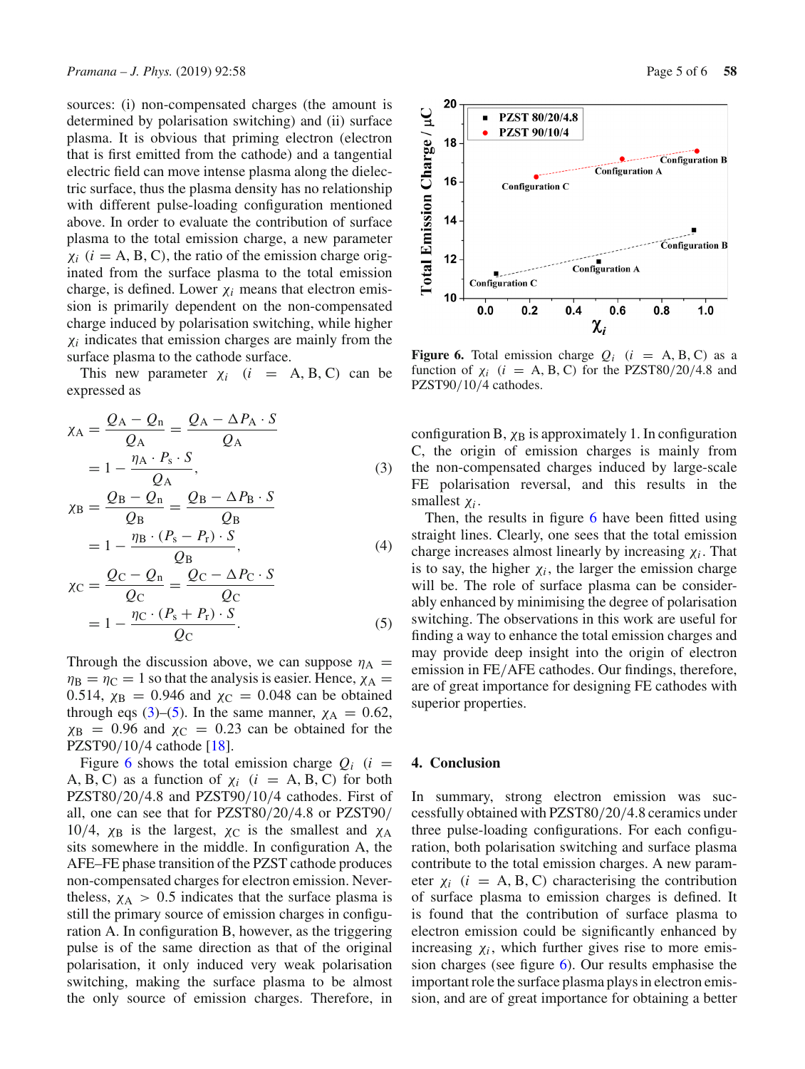sources: (i) non-compensated charges (the amount is determined by polarisation switching) and (ii) surface plasma. It is obvious that priming electron (electron that is first emitted from the cathode) and a tangential electric field can move intense plasma along the dielectric surface, thus the plasma density has no relationship with different pulse-loading configuration mentioned above. In order to evaluate the contribution of surface plasma to the total emission charge, a new parameter $\chi_i$ ($i$ = A, B, C), the ratio of the emission charge originated from the surface plasma to the total emission charge, is defined. Lower $\chi_i$ means that electron emission is primarily dependent on the non-compensated charge induced by polarisation switching, while higher $\chi_i$ indicates that emission charges are mainly from the surface plasma to the cathode surface.

This new parameter $\chi_i$ ($i$ = A, B, C) can be expressed as

$$\chi_{\mathrm{A}} = \frac{Q_{\mathrm{A}} - Q_{\mathrm{n}}}{Q_{\mathrm{A}}} = \frac{Q_{\mathrm{A}} - \Delta P_{\mathrm{A}} \cdot S}{Q_{\mathrm{A}}} = 1 - \frac{\eta_{\mathrm{A}} \cdot P_{\mathrm{s}} \cdot S}{Q_{\mathrm{A}}}, \tag{3}$$

$$\chi_{\mathrm{B}} = \frac{Q_{\mathrm{B}} - Q_{\mathrm{n}}}{Q_{\mathrm{B}}} = \frac{Q_{\mathrm{B}} - \Delta P_{\mathrm{B}} \cdot S}{Q_{\mathrm{B}}} = 1 - \frac{\eta_{\mathrm{B}} \cdot (P_{\mathrm{s}} - P_{\mathrm{r}}) \cdot S}{Q_{\mathrm{B}}}, \tag{4}$$

$$\chi_{\mathrm{C}} = \frac{Q_{\mathrm{C}} - Q_{\mathrm{n}}}{Q_{\mathrm{C}}} = \frac{Q_{\mathrm{C}} - \Delta P_{\mathrm{C}} \cdot S}{Q_{\mathrm{C}}} = 1 - \frac{\eta_{\mathrm{C}} \cdot (P_{\mathrm{s}} + P_{\mathrm{r}}) \cdot S}{Q_{\mathrm{C}}}. \tag{5}$$

Through the discussion above, we can suppose $\eta_{\mathrm{A}} = \eta_{\mathrm{B}} = \eta_{\mathrm{C}} = 1$ so that the analysis is easier. Hence, $\chi_{\mathrm{A}} = 0.514$, $\chi_{\mathrm{B}} = 0.946$ and $\chi_{\mathrm{C}} = 0.048$ can be obtained through eqs (3)–(5). In the same manner, $\chi_{\mathrm{A}} = 0.62$, $\chi_{\mathrm{B}} = 0.96$ and $\chi_{\mathrm{C}} = 0.23$ can be obtained for the PZST90/10/4 cathode [18].

Figure 6 shows the total emission charge $Q_i$ ($i$ = A, B, C) as a function of $\chi_i$ ($i$ = A, B, C) for both PZST80/20/4.8 and PZST90/10/4 cathodes. First of all, one can see that for PZST80/20/4.8 or PZST90/10/4, $\chi_{\mathrm{B}}$ is the largest, $\chi_{\mathrm{C}}$ is the smallest and $\chi_{\mathrm{A}}$ sits somewhere in the middle. In configuration A, the AFE–FE phase transition of the PZST cathode produces non-compensated charges for electron emission. Nevertheless, $\chi_{\mathrm{A}} > 0.5$ indicates that the surface plasma is still the primary source of emission charges in configuration A. In configuration B, however, as the triggering pulse is of the same direction as that of the original polarisation, it only induced very weak polarisation switching, making the surface plasma to be almost the only source of emission charges. Therefore, in configuration B, $\chi_{\mathrm{B}}$ is approximately 1. In configuration C, the origin of emission charges is mainly from the non-compensated charges induced by large-scale FE polarisation reversal, and this results in the smallest $\chi_i$.

Then, the results in figure 6 have been fitted using straight lines. Clearly, one sees that the total emission charge increases almost linearly by increasing $\chi_i$. That is to say, the higher $\chi_i$, the larger the emission charge will be. The role of surface plasma can be considerably enhanced by minimising the degree of polarisation switching. The observations in this work are useful for finding a way to enhance the total emission charges and may provide deep insight into the origin of electron emission in FE/AFE cathodes. Our findings, therefore, are of great importance for designing FE cathodes with superior properties.

**Figure 6.** Total emission charge $Q_i$ ($i$ = A, B, C) as a function of $\chi_i$ ($i$ = A, B, C) for the PZST80/20/4.8 and PZST90/10/4 cathodes.

## 4. Conclusion

In summary, strong electron emission was successfully obtained with PZST80/20/4.8 ceramics under three pulse-loading configurations. For each configuration, both polarisation switching and surface plasma contribute to the total emission charges. A new parameter $\chi_i$ ($i$ = A, B, C) characterising the contribution of surface plasma to emission charges is defined. It is found that the contribution of surface plasma to electron emission could be significantly enhanced by increasing $\chi_i$, which further gives rise to more emission charges (see figure 6). Our results emphasise the important role the surface plasma plays in electron emission, and are of great importance for obtaining a better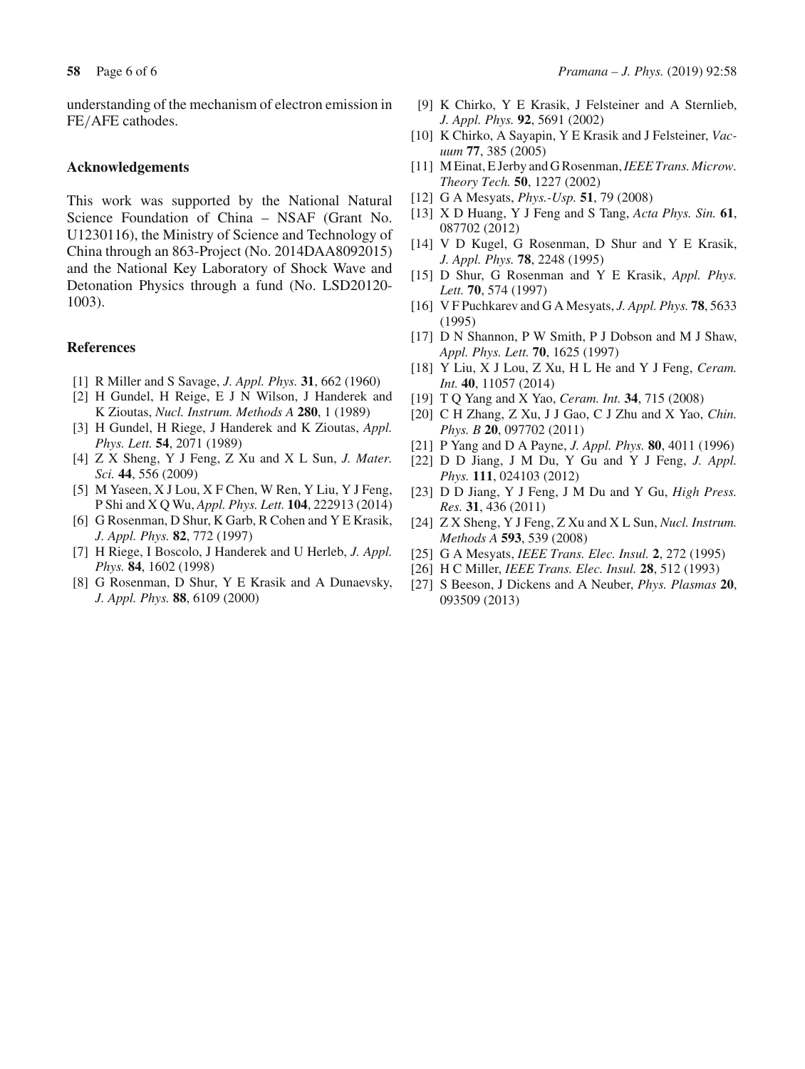understanding of the mechanism of electron emission in FE/AFE cathodes.

## Acknowledgements

This work was supported by the National Natural Science Foundation of China – NSAF (Grant No. U1230116), the Ministry of Science and Technology of China through an 863-Project (No. 2014DAA8092015) and the National Key Laboratory of Shock Wave and Detonation Physics through a fund (No. LSD20120-1003).

## References

[1] R Miller and S Savage, *J. Appl. Phys.* **31**, 662 (1960)
[2] H Gundel, H Reige, E J N Wilson, J Handerek and K Zioutas, *Nucl. Instrum. Methods A* **280**, 1 (1989)
[3] H Gundel, H Riege, J Handerek and K Zioutas, *Appl. Phys. Lett.* **54**, 2071 (1989)
[4] Z X Sheng, Y J Feng, Z Xu and X L Sun, *J. Mater. Sci.* **44**, 556 (2009)
[5] M Yaseen, X J Lou, X F Chen, W Ren, Y Liu, Y J Feng, P Shi and X Q Wu, *Appl. Phys. Lett.* **104**, 222913 (2014)
[6] G Rosenman, D Shur, K Garb, R Cohen and Y E Krasik, *J. Appl. Phys.* **82**, 772 (1997)
[7] H Riege, I Boscolo, J Handerek and U Herleb, *J. Appl. Phys.* **84**, 1602 (1998)
[8] G Rosenman, D Shur, Y E Krasik and A Dunaevsky, *J. Appl. Phys.* **88**, 6109 (2000)
[9] K Chirko, Y E Krasik, J Felsteiner and A Sternlieb, *J. Appl. Phys.* **92**, 5691 (2002)
[10] K Chirko, A Sayapin, Y E Krasik and J Felsteiner, *Vacuum* **77**, 385 (2005)
[11] M Einat, E Jerby and G Rosenman, *IEEE Trans. Microw. Theory Tech.* **50**, 1227 (2002)
[12] G A Mesyats, *Phys.-Usp.* **51**, 79 (2008)
[13] X D Huang, Y J Feng and S Tang, *Acta Phys. Sin.* **61**, 087702 (2012)
[14] V D Kugel, G Rosenman, D Shur and Y E Krasik, *J. Appl. Phys.* **78**, 2248 (1995)
[15] D Shur, G Rosenman and Y E Krasik, *Appl. Phys. Lett.* **70**, 574 (1997)
[16] V F Puchkarev and G A Mesyats, *J. Appl. Phys.* **78**, 5633 (1995)
[17] D N Shannon, P W Smith, P J Dobson and M J Shaw, *Appl. Phys. Lett.* **70**, 1625 (1997)
[18] Y Liu, X J Lou, Z Xu, H L He and Y J Feng, *Ceram. Int.* **40**, 11057 (2014)
[19] T Q Yang and X Yao, *Ceram. Int.* **34**, 715 (2008)
[20] C H Zhang, Z Xu, J J Gao, C J Zhu and X Yao, *Chin. Phys. B* **20**, 097702 (2011)
[21] P Yang and D A Payne, *J. Appl. Phys.* **80**, 4011 (1996)
[22] D D Jiang, J M Du, Y Gu and Y J Feng, *J. Appl. Phys.* **111**, 024103 (2012)
[23] D D Jiang, Y J Feng, J M Du and Y Gu, *High Press. Res.* **31**, 436 (2011)
[24] Z X Sheng, Y J Feng, Z Xu and X L Sun, *Nucl. Instrum. Methods A* **593**, 539 (2008)
[25] G A Mesyats, *IEEE Trans. Elec. Insul.* **2**, 272 (1995)
[26] H C Miller, *IEEE Trans. Elec. Insul.* **28**, 512 (1993)
[27] S Beeson, J Dickens and A Neuber, *Phys. Plasmas* **20**, 093509 (2013)